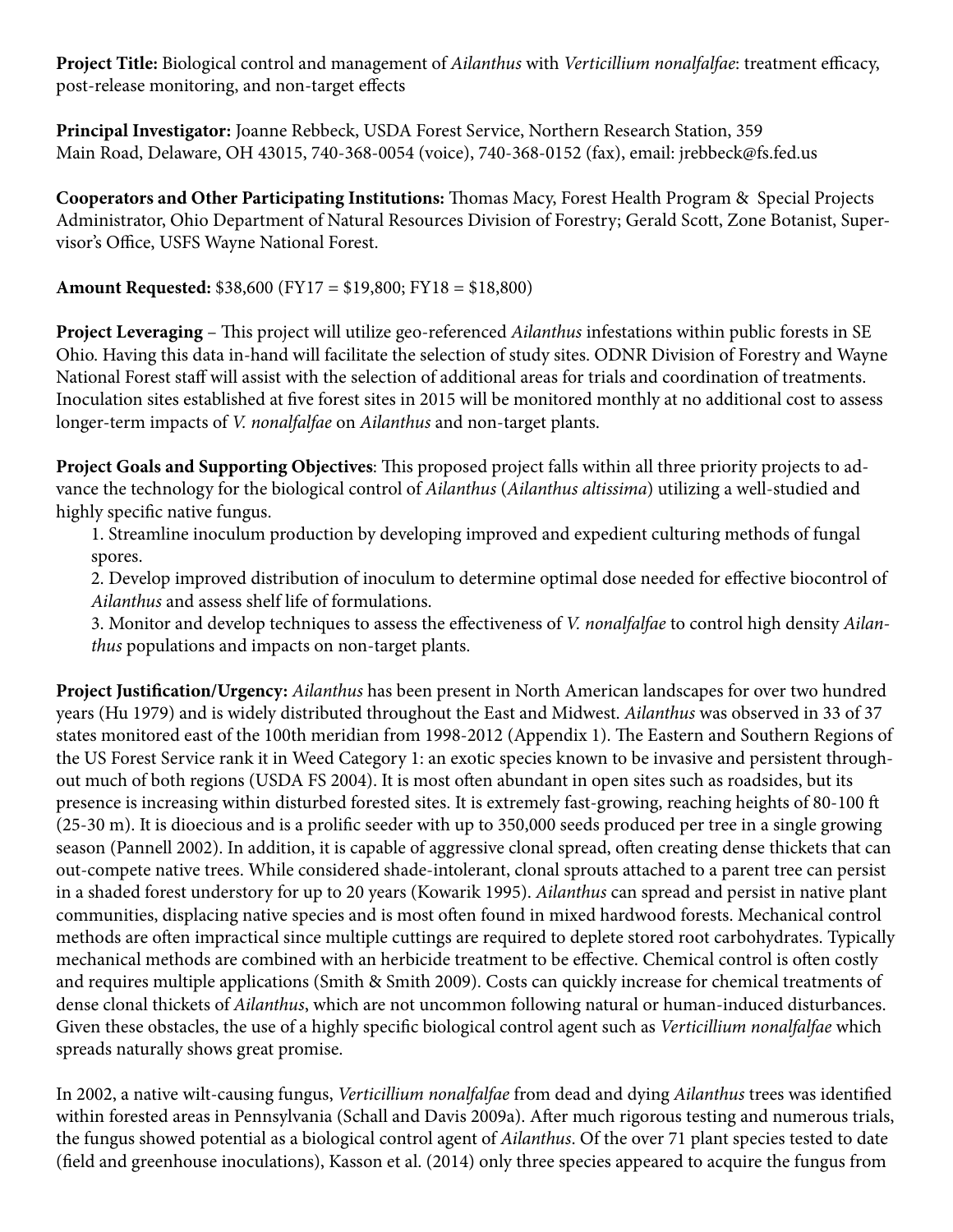**Project Title:** Biological control and management of *Ailanthus* with *Verticillium nonalfalfae*: treatment efficacy, post-release monitoring, and non-target effects

**Principal Investigator:** Joanne Rebbeck, USDA Forest Service, Northern Research Station, 359 Main Road, Delaware, OH 43015, 740-368-0054 (voice), 740-368-0152 (fax), email: jrebbeck@fs.fed.us

**Cooperators and Other Participating Institutions:** Thomas Macy, Forest Health Program & Special Projects Administrator, Ohio Department of Natural Resources Division of Forestry; Gerald Scott, Zone Botanist, Supervisor's Office, USFS Wayne National Forest.

**Amount Requested:** $38,600 (FY17 = $19,800; FY18 = $18,800)

**Project Leveraging** – This project will utilize geo-referenced *Ailanthus* infestations within public forests in SE Ohio. Having this data in-hand will facilitate the selection of study sites. ODNR Division of Forestry and Wayne National Forest staff will assist with the selection of additional areas for trials and coordination of treatments. Inoculation sites established at five forest sites in 2015 will be monitored monthly at no additional cost to assess longer-term impacts of *V. nonalfalfae* on *Ailanthus* and non-target plants.

**Project Goals and Supporting Objectives**: This proposed project falls within all three priority projects to advance the technology for the biological control of *Ailanthus* (*Ailanthus altissima*) utilizing a well-studied and highly specific native fungus.

1. Streamline inoculum production by developing improved and expedient culturing methods of fungal spores.
2. Develop improved distribution of inoculum to determine optimal dose needed for effective biocontrol of *Ailanthus* and assess shelf life of formulations.
3. Monitor and develop techniques to assess the effectiveness of *V. nonalfalfae* to control high density *Ailanthus* populations and impacts on non-target plants.

**Project Justification/Urgency:** *Ailanthus* has been present in North American landscapes for over two hundred years (Hu 1979) and is widely distributed throughout the East and Midwest. *Ailanthus* was observed in 33 of 37 states monitored east of the 100th meridian from 1998-2012 (Appendix 1). The Eastern and Southern Regions of the US Forest Service rank it in Weed Category 1: an exotic species known to be invasive and persistent throughout much of both regions (USDA FS 2004). It is most often abundant in open sites such as roadsides, but its presence is increasing within disturbed forested sites. It is extremely fast-growing, reaching heights of 80-100 ft (25-30 m). It is dioecious and is a prolific seeder with up to 350,000 seeds produced per tree in a single growing season (Pannell 2002). In addition, it is capable of aggressive clonal spread, often creating dense thickets that can out-compete native trees. While considered shade-intolerant, clonal sprouts attached to a parent tree can persist in a shaded forest understory for up to 20 years (Kowarik 1995). *Ailanthus* can spread and persist in native plant communities, displacing native species and is most often found in mixed hardwood forests. Mechanical control methods are often impractical since multiple cuttings are required to deplete stored root carbohydrates. Typically mechanical methods are combined with an herbicide treatment to be effective. Chemical control is often costly and requires multiple applications (Smith & Smith 2009). Costs can quickly increase for chemical treatments of dense clonal thickets of *Ailanthus*, which are not uncommon following natural or human-induced disturbances. Given these obstacles, the use of a highly specific biological control agent such as *Verticillium nonalfalfae* which spreads naturally shows great promise.

In 2002, a native wilt-causing fungus, *Verticillium nonalfalfae* from dead and dying *Ailanthus* trees was identified within forested areas in Pennsylvania (Schall and Davis 2009a). After much rigorous testing and numerous trials, the fungus showed potential as a biological control agent of *Ailanthus*. Of the over 71 plant species tested to date (field and greenhouse inoculations), Kasson et al. (2014) only three species appeared to acquire the fungus from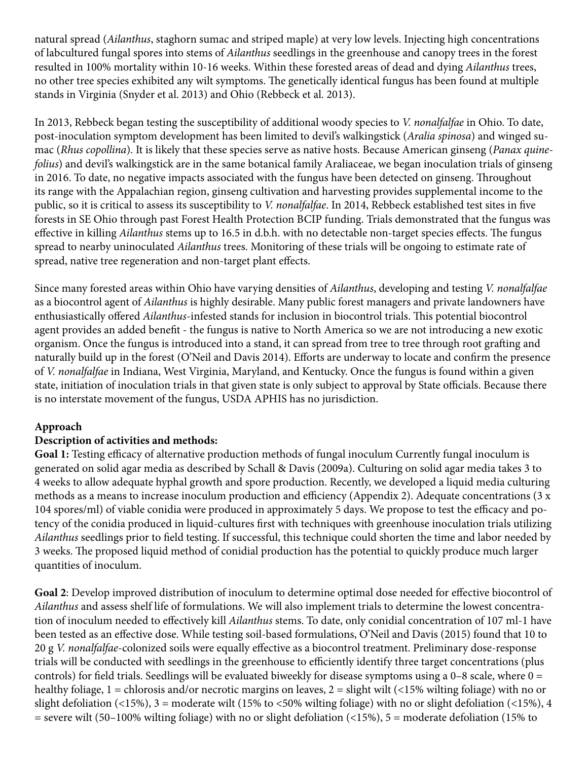natural spread (*Ailanthus*, staghorn sumac and striped maple) at very low levels. Injecting high concentrations of labcultured fungal spores into stems of *Ailanthus* seedlings in the greenhouse and canopy trees in the forest resulted in 100% mortality within 10-16 weeks. Within these forested areas of dead and dying *Ailanthus* trees, no other tree species exhibited any wilt symptoms. The genetically identical fungus has been found at multiple stands in Virginia (Snyder et al. 2013) and Ohio (Rebbeck et al. 2013).

In 2013, Rebbeck began testing the susceptibility of additional woody species to *V. nonalfalfae* in Ohio. To date, post-inoculation symptom development has been limited to devil's walkingstick (*Aralia spinosa*) and winged sumac (*Rhus copollina*). It is likely that these species serve as native hosts. Because American ginseng (*Panax quinefolius*) and devil's walkingstick are in the same botanical family Araliaceae, we began inoculation trials of ginseng in 2016. To date, no negative impacts associated with the fungus have been detected on ginseng. Throughout its range with the Appalachian region, ginseng cultivation and harvesting provides supplemental income to the public, so it is critical to assess its susceptibility to *V. nonalfalfae*. In 2014, Rebbeck established test sites in five forests in SE Ohio through past Forest Health Protection BCIP funding. Trials demonstrated that the fungus was effective in killing *Ailanthus* stems up to 16.5 in d.b.h. with no detectable non-target species effects. The fungus spread to nearby uninoculated *Ailanthus* trees. Monitoring of these trials will be ongoing to estimate rate of spread, native tree regeneration and non-target plant effects.

Since many forested areas within Ohio have varying densities of *Ailanthus*, developing and testing *V. nonalfalfae* as a biocontrol agent of *Ailanthus* is highly desirable. Many public forest managers and private landowners have enthusiastically offered *Ailanthus*-infested stands for inclusion in biocontrol trials. This potential biocontrol agent provides an added benefit - the fungus is native to North America so we are not introducing a new exotic organism. Once the fungus is introduced into a stand, it can spread from tree to tree through root grafting and naturally build up in the forest (O'Neil and Davis 2014). Efforts are underway to locate and confirm the presence of *V. nonalfalfae* in Indiana, West Virginia, Maryland, and Kentucky. Once the fungus is found within a given state, initiation of inoculation trials in that given state is only subject to approval by State officials. Because there is no interstate movement of the fungus, USDA APHIS has no jurisdiction.

**Approach**

**Description of activities and methods:**

**Goal 1:** Testing efficacy of alternative production methods of fungal inoculum Currently fungal inoculum is generated on solid agar media as described by Schall & Davis (2009a). Culturing on solid agar media takes 3 to 4 weeks to allow adequate hyphal growth and spore production. Recently, we developed a liquid media culturing methods as a means to increase inoculum production and efficiency (Appendix 2). Adequate concentrations (3 x $10^4$ spores/ml) of viable conidia were produced in approximately 5 days. We propose to test the efficacy and potency of the conidia produced in liquid-cultures first with techniques with greenhouse inoculation trials utilizing *Ailanthus* seedlings prior to field testing. If successful, this technique could shorten the time and labor needed by 3 weeks. The proposed liquid method of conidial production has the potential to quickly produce much larger quantities of inoculum.

**Goal 2**: Develop improved distribution of inoculum to determine optimal dose needed for effective biocontrol of *Ailanthus* and assess shelf life of formulations. We will also implement trials to determine the lowest concentration of inoculum needed to effectively kill *Ailanthus* stems. To date, only conidial concentration of $10^7$ ml-1 have been tested as an effective dose. While testing soil-based formulations, O'Neil and Davis (2015) found that 10 to 20 g *V. nonalfalfae*-colonized soils were equally effective as a biocontrol treatment. Preliminary dose-response trials will be conducted with seedlings in the greenhouse to efficiently identify three target concentrations (plus controls) for field trials. Seedlings will be evaluated biweekly for disease symptoms using a 0–8 scale, where 0 = healthy foliage, 1 = chlorosis and/or necrotic margins on leaves, 2 = slight wilt (<15% wilting foliage) with no or slight defoliation (<15%), 3 = moderate wilt (15% to <50% wilting foliage) with no or slight defoliation (<15%), 4 = severe wilt (50–100% wilting foliage) with no or slight defoliation (<15%), 5 = moderate defoliation (15% to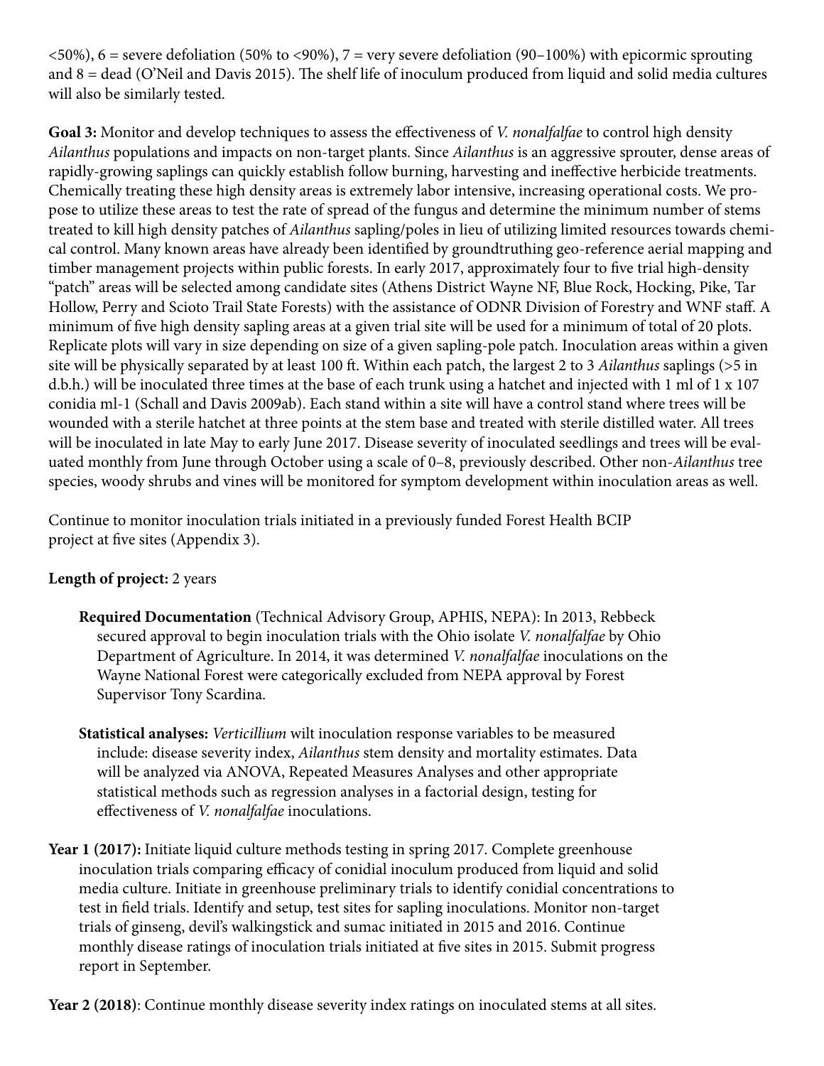<50%), 6 = severe defoliation (50% to <90%), 7 = very severe defoliation (90–100%) with epicormic sprouting and 8 = dead (O'Neil and Davis 2015). The shelf life of inoculum produced from liquid and solid media cultures will also be similarly tested.

**Goal 3:** Monitor and develop techniques to assess the effectiveness of *V. nonalfalfae* to control high density *Ailanthus* populations and impacts on non-target plants. Since *Ailanthus* is an aggressive sprouter, dense areas of rapidly-growing saplings can quickly establish follow burning, harvesting and ineffective herbicide treatments. Chemically treating these high density areas is extremely labor intensive, increasing operational costs. We propose to utilize these areas to test the rate of spread of the fungus and determine the minimum number of stems treated to kill high density patches of *Ailanthus* sapling/poles in lieu of utilizing limited resources towards chemical control. Many known areas have already been identified by groundtruthing geo-reference aerial mapping and timber management projects within public forests. In early 2017, approximately four to five trial high-density "patch" areas will be selected among candidate sites (Athens District Wayne NF, Blue Rock, Hocking, Pike, Tar Hollow, Perry and Scioto Trail State Forests) with the assistance of ODNR Division of Forestry and WNF staff. A minimum of five high density sapling areas at a given trial site will be used for a minimum of total of 20 plots. Replicate plots will vary in size depending on size of a given sapling-pole patch. Inoculation areas within a given site will be physically separated by at least 100 ft. Within each patch, the largest 2 to 3 *Ailanthus* saplings (>5 in d.b.h.) will be inoculated three times at the base of each trunk using a hatchet and injected with 1 ml of 1 x $10^7$ conidia $ml^{-1}$ (Schall and Davis 2009ab). Each stand within a site will have a control stand where trees will be wounded with a sterile hatchet at three points at the stem base and treated with sterile distilled water. All trees will be inoculated in late May to early June 2017. Disease severity of inoculated seedlings and trees will be evaluated monthly from June through October using a scale of 0–8, previously described. Other non-*Ailanthus* tree species, woody shrubs and vines will be monitored for symptom development within inoculation areas as well.

Continue to monitor inoculation trials initiated in a previously funded Forest Health BCIP project at five sites (Appendix 3).

**Length of project:** 2 years

**Required Documentation** (Technical Advisory Group, APHIS, NEPA): In 2013, Rebbeck secured approval to begin inoculation trials with the Ohio isolate *V. nonalfalfae* by Ohio Department of Agriculture. In 2014, it was determined *V. nonalfalfae* inoculations on the Wayne National Forest were categorically excluded from NEPA approval by Forest Supervisor Tony Scardina.

**Statistical analyses:** *Verticillium* wilt inoculation response variables to be measured include: disease severity index, *Ailanthus* stem density and mortality estimates. Data will be analyzed via ANOVA, Repeated Measures Analyses and other appropriate statistical methods such as regression analyses in a factorial design, testing for effectiveness of *V. nonalfalfae* inoculations.

**Year 1 (2017):** Initiate liquid culture methods testing in spring 2017. Complete greenhouse inoculation trials comparing efficacy of conidial inoculum produced from liquid and solid media culture. Initiate in greenhouse preliminary trials to identify conidial concentrations to test in field trials. Identify and setup, test sites for sapling inoculations. Monitor non-target trials of ginseng, devil's walkingstick and sumac initiated in 2015 and 2016. Continue monthly disease ratings of inoculation trials initiated at five sites in 2015. Submit progress report in September.

**Year 2 (2018)**: Continue monthly disease severity index ratings on inoculated stems at all sites.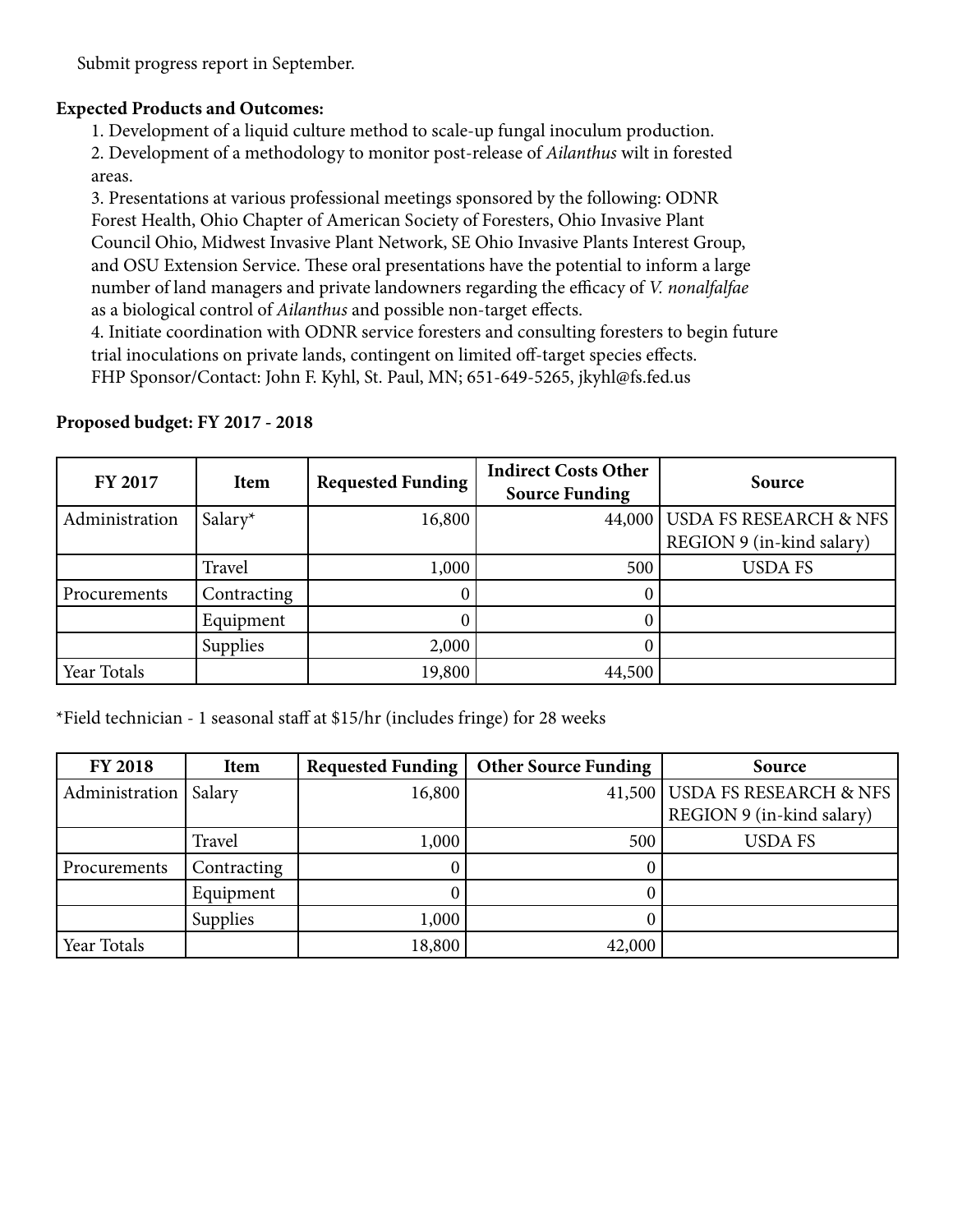Submit progress report in September.

**Expected Products and Outcomes:**

1. Development of a liquid culture method to scale-up fungal inoculum production.
2. Development of a methodology to monitor post-release of *Ailanthus* wilt in forested areas.
3. Presentations at various professional meetings sponsored by the following: ODNR Forest Health, Ohio Chapter of American Society of Foresters, Ohio Invasive Plant Council Ohio, Midwest Invasive Plant Network, SE Ohio Invasive Plants Interest Group, and OSU Extension Service. These oral presentations have the potential to inform a large number of land managers and private landowners regarding the efficacy of *V. nonalfalfae* as a biological control of *Ailanthus* and possible non-target effects.
4. Initiate coordination with ODNR service foresters and consulting foresters to begin future trial inoculations on private lands, contingent on limited off-target species effects.

FHP Sponsor/Contact: John F. Kyhl, St. Paul, MN; 651-649-5265, jkyhl@fs.fed.us

**Proposed budget: FY 2017 - 2018**

| FY 2017 | Item | Requested Funding | Indirect Costs Other Source Funding | Source |
|---|---|---|---|---|
| Administration | Salary* | 16,800 | 44,000 | USDA FS RESEARCH & NFS REGION 9 (in-kind salary) |
| | Travel | 1,000 | 500 | USDA FS |
| Procurements | Contracting | 0 | 0 | |
| | Equipment | 0 | 0 | |
| | Supplies | 2,000 | 0 | |
| Year Totals | | 19,800 | 44,500 | |

*Field technician - 1 seasonal staff at $15/hr (includes fringe) for 28 weeks

| FY 2018 | Item | Requested Funding | Other Source Funding | Source |
|---|---|---|---|---|
| Administration | Salary | 16,800 | 41,500 | USDA FS RESEARCH & NFS REGION 9 (in-kind salary) |
| | Travel | 1,000 | 500 | USDA FS |
| Procurements | Contracting | 0 | 0 | |
| | Equipment | 0 | 0 | |
| | Supplies | 1,000 | 0 | |
| Year Totals | | 18,800 | 42,000 | |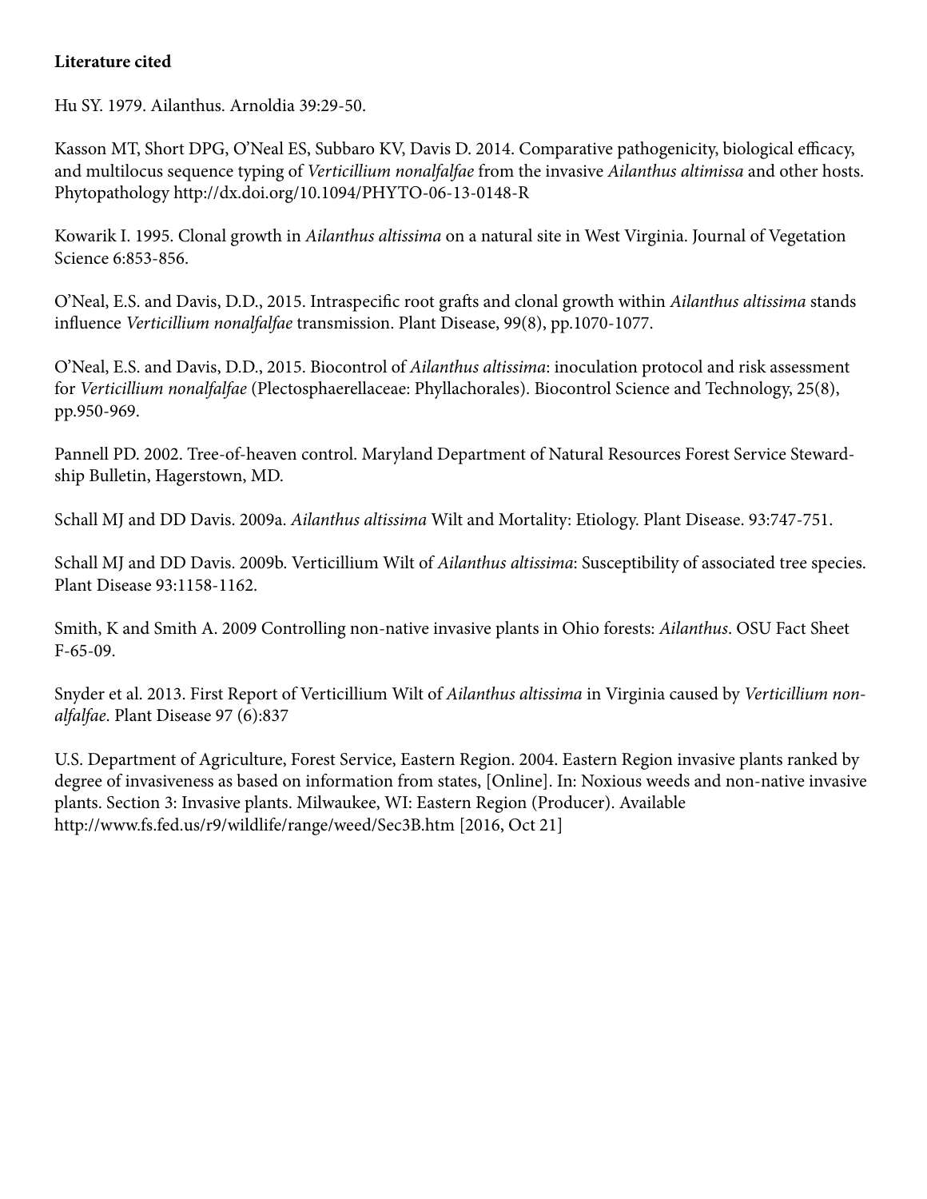**Literature cited**

Hu SY. 1979. Ailanthus. Arnoldia 39:29-50.

Kasson MT, Short DPG, O'Neal ES, Subbaro KV, Davis D. 2014. Comparative pathogenicity, biological efficacy, and multilocus sequence typing of *Verticillium nonalfalfae* from the invasive *Ailanthus altimissa* and other hosts. Phytopathology http://dx.doi.org/10.1094/PHYTO-06-13-0148-R

Kowarik I. 1995. Clonal growth in *Ailanthus altissima* on a natural site in West Virginia. Journal of Vegetation Science 6:853-856.

O'Neal, E.S. and Davis, D.D., 2015. Intraspecific root grafts and clonal growth within *Ailanthus altissima* stands influence *Verticillium nonalfalfae* transmission. Plant Disease, 99(8), pp.1070-1077.

O'Neal, E.S. and Davis, D.D., 2015. Biocontrol of *Ailanthus altissima*: inoculation protocol and risk assessment for *Verticillium nonalfalfae* (Plectosphaerellaceae: Phyllachorales). Biocontrol Science and Technology, 25(8), pp.950-969.

Pannell PD. 2002. Tree-of-heaven control. Maryland Department of Natural Resources Forest Service Stewardship Bulletin, Hagerstown, MD.

Schall MJ and DD Davis. 2009a. *Ailanthus altissima* Wilt and Mortality: Etiology. Plant Disease. 93:747-751.

Schall MJ and DD Davis. 2009b. Verticillium Wilt of *Ailanthus altissima*: Susceptibility of associated tree species. Plant Disease 93:1158-1162.

Smith, K and Smith A. 2009 Controlling non-native invasive plants in Ohio forests: *Ailanthus*. OSU Fact Sheet F-65-09.

Snyder et al. 2013. First Report of Verticillium Wilt of *Ailanthus altissima* in Virginia caused by *Verticillium nonalfalfae*. Plant Disease 97 (6):837

U.S. Department of Agriculture, Forest Service, Eastern Region. 2004. Eastern Region invasive plants ranked by degree of invasiveness as based on information from states, [Online]. In: Noxious weeds and non-native invasive plants. Section 3: Invasive plants. Milwaukee, WI: Eastern Region (Producer). Available http://www.fs.fed.us/r9/wildlife/range/weed/Sec3B.htm [2016, Oct 21]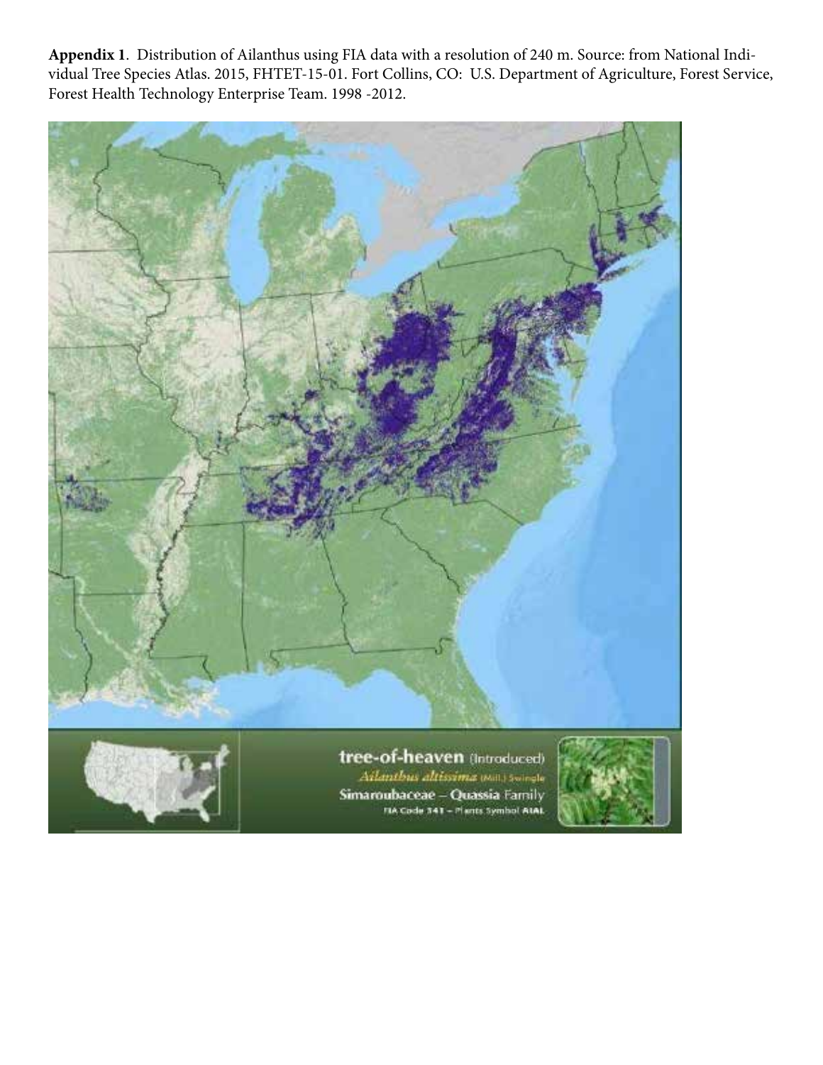**Appendix 1**. Distribution of Ailanthus using FIA data with a resolution of 240 m. Source: from National Individual Tree Species Atlas. 2015, FHTET-15-01. Fort Collins, CO: U.S. Department of Agriculture, Forest Service, Forest Health Technology Enterprise Team. 1998 -2012.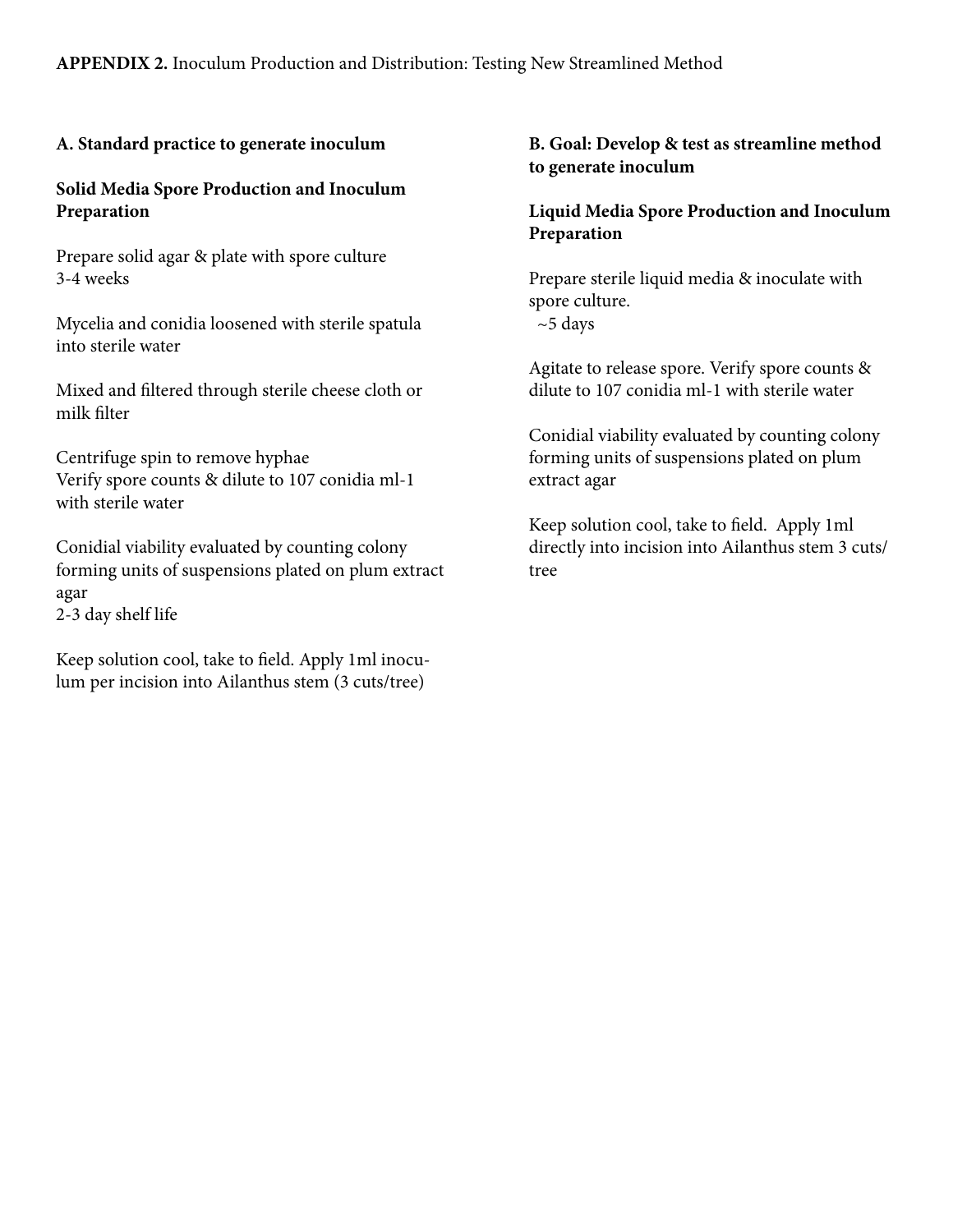**APPENDIX 2.** Inoculum Production and Distribution: Testing New Streamlined Method

**A. Standard practice to generate inoculum**

**Solid Media Spore Production and Inoculum Preparation**

Prepare solid agar & plate with spore culture
3-4 weeks

Mycelia and conidia loosened with sterile spatula into sterile water

Mixed and filtered through sterile cheese cloth or milk filter

Centrifuge spin to remove hyphae
Verify spore counts & dilute to 107 conidia ml-1 with sterile water

Conidial viability evaluated by counting colony forming units of suspensions plated on plum extract agar
2-3 day shelf life

Keep solution cool, take to field. Apply 1ml inoculum per incision into Ailanthus stem (3 cuts/tree)

**B. Goal: Develop & test as streamline method to generate inoculum**

**Liquid Media Spore Production and Inoculum Preparation**

Prepare sterile liquid media & inoculate with spore culture.
~5 days

Agitate to release spore. Verify spore counts & dilute to 107 conidia ml-1 with sterile water

Conidial viability evaluated by counting colony forming units of suspensions plated on plum extract agar

Keep solution cool, take to field. Apply 1ml directly into incision into Ailanthus stem 3 cuts/tree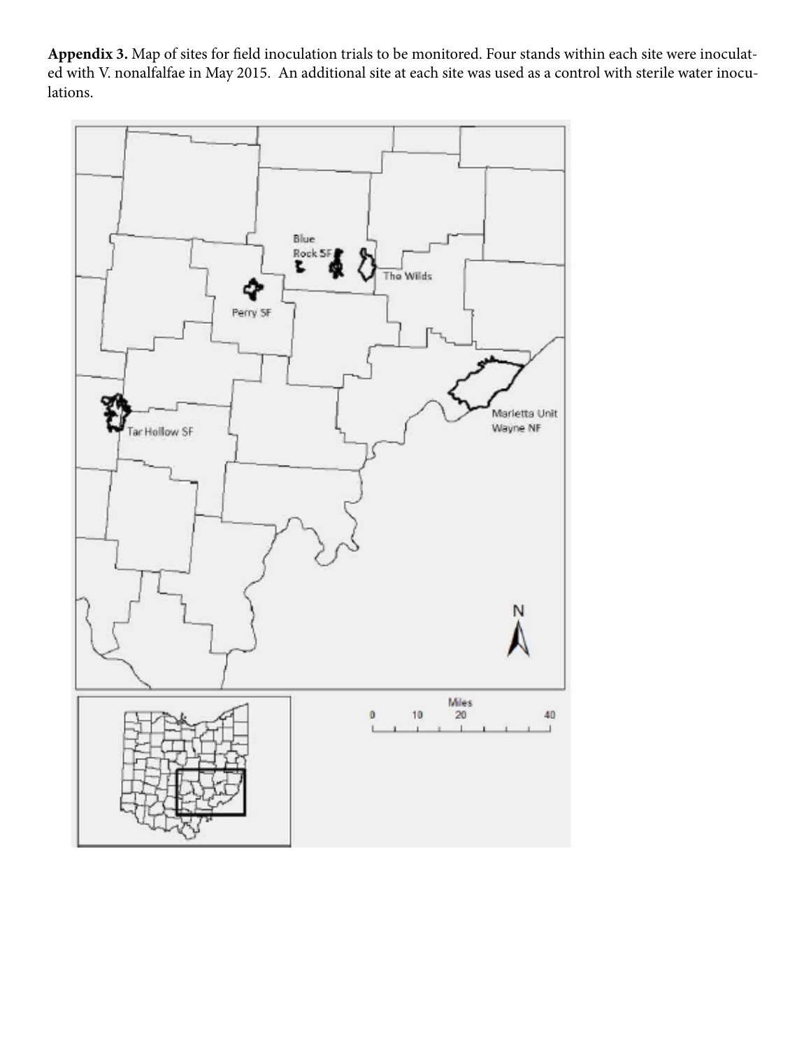**Appendix 3.** Map of sites for field inoculation trials to be monitored. Four stands within each site were inoculated with V. nonalfalfae in May 2015. An additional site at each site was used as a control with sterile water inoculations.